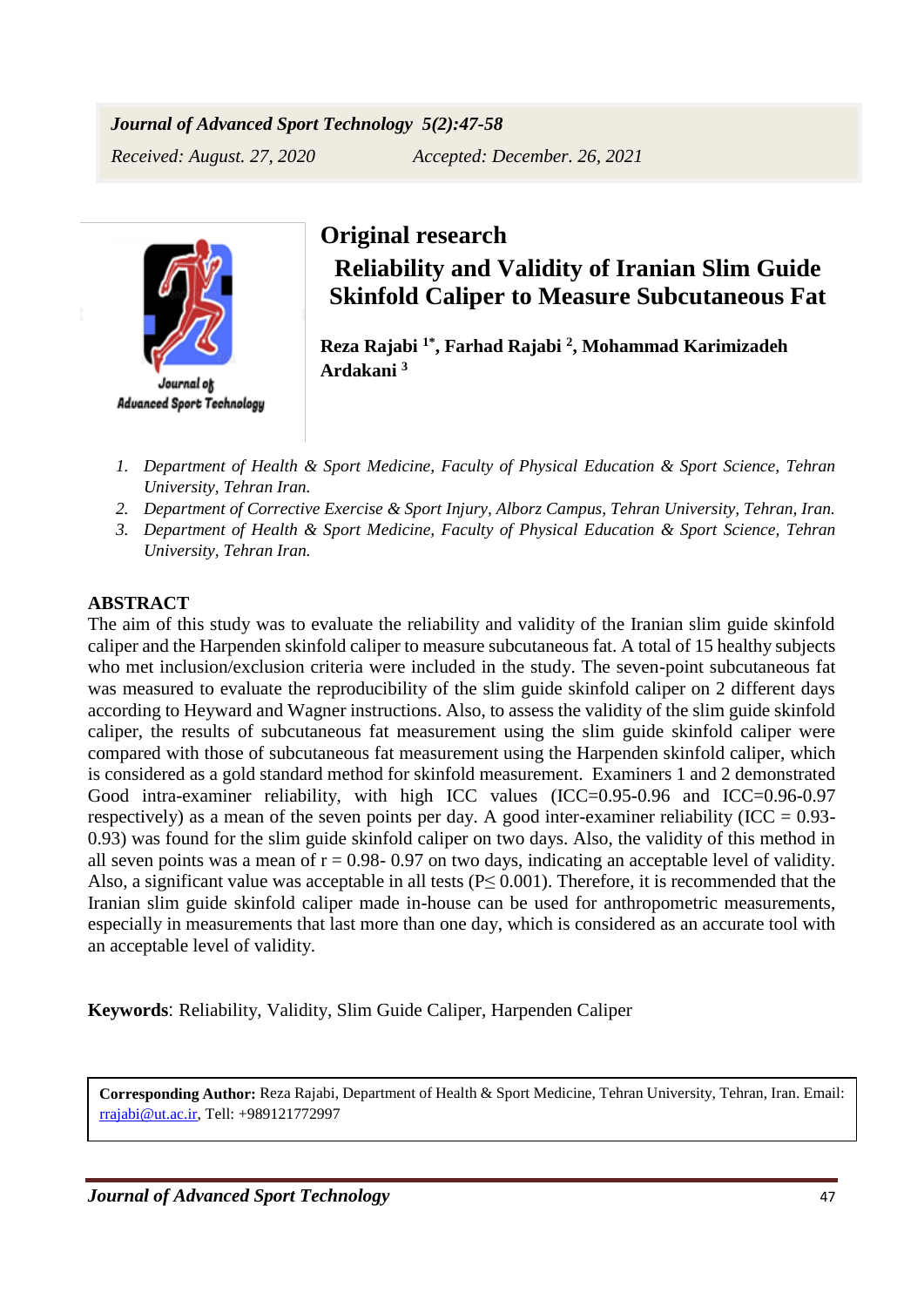*Received: August. 27, 2020* *Accepted: December. 26, 2021*

# Original research

# Reliability and Validity of Iranian Slim Guide Skinfold Caliper to Measure Subcutaneous Fat

**Reza Rajabi [1*], Farhad Rajabi [2], Mohammad Karimizadeh Ardakani [3]**

1. *Department of Health & Sport Medicine, Faculty of Physical Education & Sport Science, Tehran University, Tehran Iran.*
2. *Department of Corrective Exercise & Sport Injury, Alborz Campus, Tehran University, Tehran, Iran.*
3. *Department of Health & Sport Medicine, Faculty of Physical Education & Sport Science, Tehran University, Tehran Iran.*

## ABSTRACT

The aim of this study was to evaluate the reliability and validity of the Iranian slim guide skinfold caliper and the Harpenden skinfold caliper to measure subcutaneous fat. A total of 15 healthy subjects who met inclusion/exclusion criteria were included in the study. The seven-point subcutaneous fat was measured to evaluate the reproducibility of the slim guide skinfold caliper on 2 different days according to Heyward and Wagner instructions. Also, to assess the validity of the slim guide skinfold caliper, the results of subcutaneous fat measurement using the slim guide skinfold caliper were compared with those of subcutaneous fat measurement using the Harpenden skinfold caliper, which is considered as a gold standard method for skinfold measurement. Examiners 1 and 2 demonstrated Good intra-examiner reliability, with high ICC values (ICC=0.95-0.96 and ICC=0.96-0.97 respectively) as a mean of the seven points per day. A good inter-examiner reliability (ICC = 0.93-0.93) was found for the slim guide skinfold caliper on two days. Also, the validity of this method in all seven points was a mean of r = 0.98- 0.97 on two days, indicating an acceptable level of validity. Also, a significant value was acceptable in all tests ($P \leq 0.001$). Therefore, it is recommended that the Iranian slim guide skinfold caliper made in-house can be used for anthropometric measurements, especially in measurements that last more than one day, which is considered as an accurate tool with an acceptable level of validity.

**Keywords**: Reliability, Validity, Slim Guide Caliper, Harpenden Caliper

**Corresponding Author:** Reza Rajabi, Department of Health & Sport Medicine, Tehran University, Tehran, Iran. Email: rrajabi@ut.ac.ir, Tell: +989121772997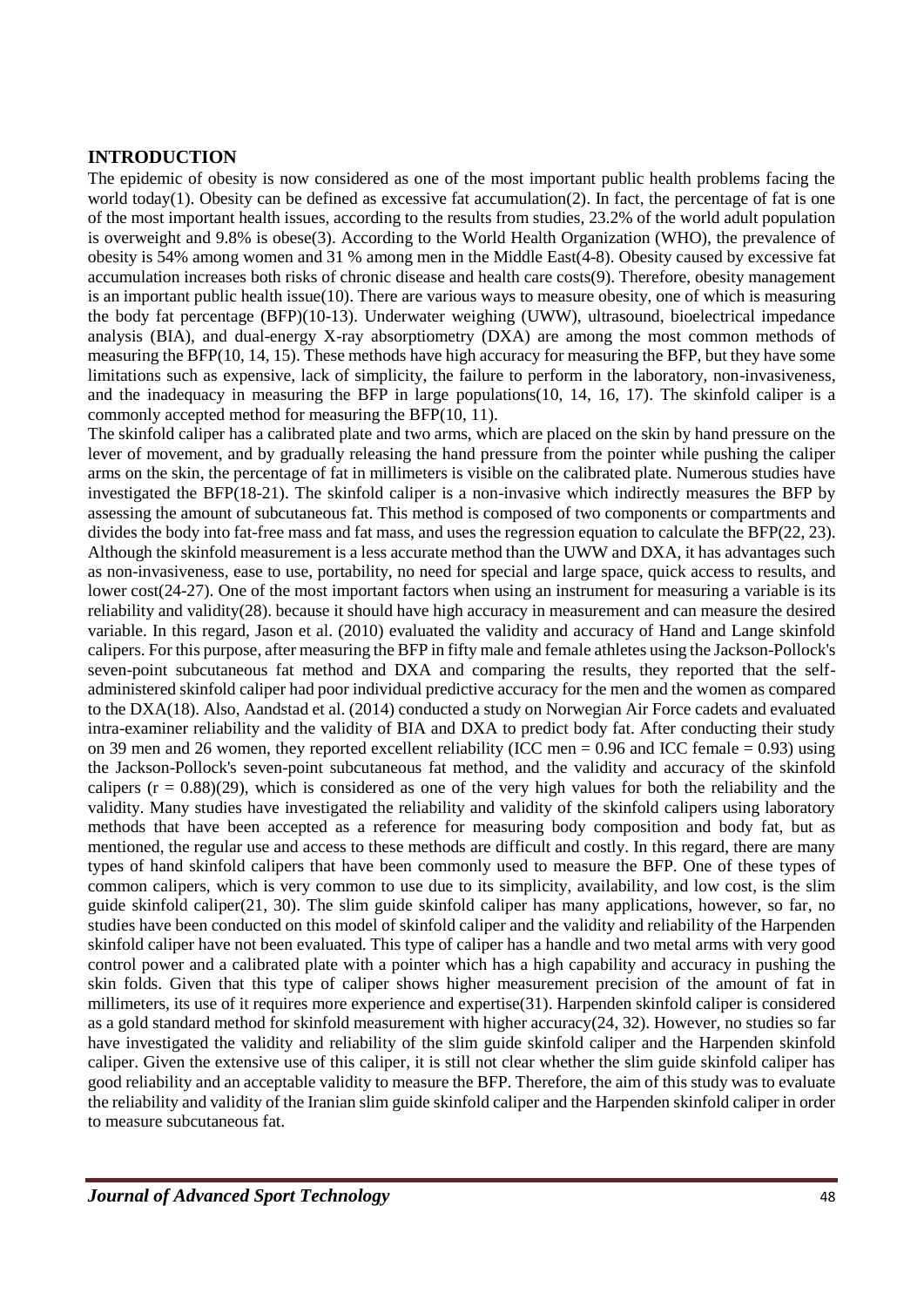## INTRODUCTION

The epidemic of obesity is now considered as one of the most important public health problems facing the world today(1). Obesity can be defined as excessive fat accumulation(2). In fact, the percentage of fat is one of the most important health issues, according to the results from studies, 23.2% of the world adult population is overweight and 9.8% is obese(3). According to the World Health Organization (WHO), the prevalence of obesity is 54% among women and 31 % among men in the Middle East(4-8). Obesity caused by excessive fat accumulation increases both risks of chronic disease and health care costs(9). Therefore, obesity management is an important public health issue(10). There are various ways to measure obesity, one of which is measuring the body fat percentage (BFP)(10-13). Underwater weighing (UWW), ultrasound, bioelectrical impedance analysis (BIA), and dual-energy X-ray absorptiometry (DXA) are among the most common methods of measuring the BFP(10, 14, 15). These methods have high accuracy for measuring the BFP, but they have some limitations such as expensive, lack of simplicity, the failure to perform in the laboratory, non-invasiveness, and the inadequacy in measuring the BFP in large populations(10, 14, 16, 17). The skinfold caliper is a commonly accepted method for measuring the BFP(10, 11).

The skinfold caliper has a calibrated plate and two arms, which are placed on the skin by hand pressure on the lever of movement, and by gradually releasing the hand pressure from the pointer while pushing the caliper arms on the skin, the percentage of fat in millimeters is visible on the calibrated plate. Numerous studies have investigated the BFP(18-21). The skinfold caliper is a non-invasive which indirectly measures the BFP by assessing the amount of subcutaneous fat. This method is composed of two components or compartments and divides the body into fat-free mass and fat mass, and uses the regression equation to calculate the BFP(22, 23). Although the skinfold measurement is a less accurate method than the UWW and DXA, it has advantages such as non-invasiveness, ease to use, portability, no need for special and large space, quick access to results, and lower cost(24-27). One of the most important factors when using an instrument for measuring a variable is its reliability and validity(28). because it should have high accuracy in measurement and can measure the desired variable. In this regard, Jason et al. (2010) evaluated the validity and accuracy of Hand and Lange skinfold calipers. For this purpose, after measuring the BFP in fifty male and female athletes using the Jackson-Pollock's seven-point subcutaneous fat method and DXA and comparing the results, they reported that the self-administered skinfold caliper had poor individual predictive accuracy for the men and the women as compared to the DXA(18). Also, Aandstad et al. (2014) conducted a study on Norwegian Air Force cadets and evaluated intra-examiner reliability and the validity of BIA and DXA to predict body fat. After conducting their study on 39 men and 26 women, they reported excellent reliability (ICC men = 0.96 and ICC female = 0.93) using the Jackson-Pollock's seven-point subcutaneous fat method, and the validity and accuracy of the skinfold calipers ($r = 0.88$)(29), which is considered as one of the very high values for both the reliability and the validity. Many studies have investigated the reliability and validity of the skinfold calipers using laboratory methods that have been accepted as a reference for measuring body composition and body fat, but as mentioned, the regular use and access to these methods are difficult and costly. In this regard, there are many types of hand skinfold calipers that have been commonly used to measure the BFP. One of these types of common calipers, which is very common to use due to its simplicity, availability, and low cost, is the slim guide skinfold caliper(21, 30). The slim guide skinfold caliper has many applications, however, so far, no studies have been conducted on this model of skinfold caliper and the validity and reliability of the Harpenden skinfold caliper have not been evaluated. This type of caliper has a handle and two metal arms with very good control power and a calibrated plate with a pointer which has a high capability and accuracy in pushing the skin folds. Given that this type of caliper shows higher measurement precision of the amount of fat in millimeters, its use of it requires more experience and expertise(31). Harpenden skinfold caliper is considered as a gold standard method for skinfold measurement with higher accuracy(24, 32). However, no studies so far have investigated the validity and reliability of the slim guide skinfold caliper and the Harpenden skinfold caliper. Given the extensive use of this caliper, it is still not clear whether the slim guide skinfold caliper has good reliability and an acceptable validity to measure the BFP. Therefore, the aim of this study was to evaluate the reliability and validity of the Iranian slim guide skinfold caliper and the Harpenden skinfold caliper in order to measure subcutaneous fat.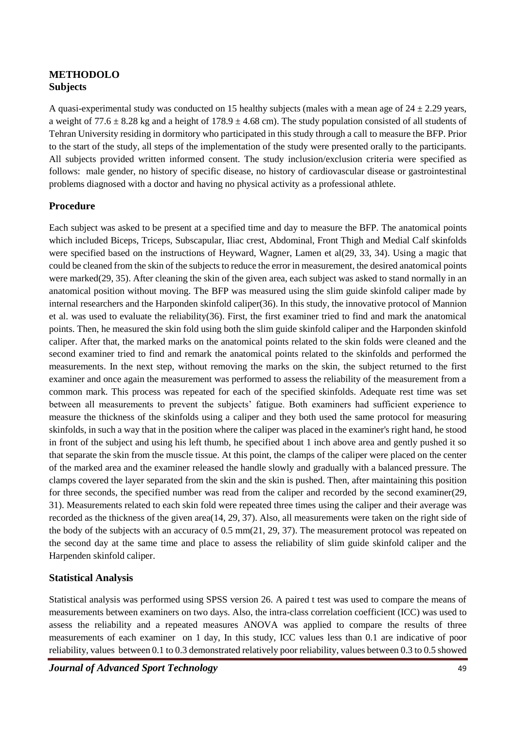## METHODOLO

### Subjects

A quasi-experimental study was conducted on 15 healthy subjects (males with a mean age of $24 \pm 2.29$ years, a weight of $77.6 \pm 8.28$ kg and a height of $178.9 \pm 4.68$ cm). The study population consisted of all students of Tehran University residing in dormitory who participated in this study through a call to measure the BFP. Prior to the start of the study, all steps of the implementation of the study were presented orally to the participants. All subjects provided written informed consent. The study inclusion/exclusion criteria were specified as follows: male gender, no history of specific disease, no history of cardiovascular disease or gastrointestinal problems diagnosed with a doctor and having no physical activity as a professional athlete.

### Procedure

Each subject was asked to be present at a specified time and day to measure the BFP. The anatomical points which included Biceps, Triceps, Subscapular, Iliac crest, Abdominal, Front Thigh and Medial Calf skinfolds were specified based on the instructions of Heyward, Wagner, Lamen et al(29, 33, 34). Using a magic that could be cleaned from the skin of the subjects to reduce the error in measurement, the desired anatomical points were marked(29, 35). After cleaning the skin of the given area, each subject was asked to stand normally in an anatomical position without moving. The BFP was measured using the slim guide skinfold caliper made by internal researchers and the Harponden skinfold caliper(36). In this study, the innovative protocol of Mannion et al. was used to evaluate the reliability(36). First, the first examiner tried to find and mark the anatomical points. Then, he measured the skin fold using both the slim guide skinfold caliper and the Harponden skinfold caliper. After that, the marked marks on the anatomical points related to the skin folds were cleaned and the second examiner tried to find and remark the anatomical points related to the skinfolds and performed the measurements. In the next step, without removing the marks on the skin, the subject returned to the first examiner and once again the measurement was performed to assess the reliability of the measurement from a common mark. This process was repeated for each of the specified skinfolds. Adequate rest time was set between all measurements to prevent the subjects' fatigue. Both examiners had sufficient experience to measure the thickness of the skinfolds using a caliper and they both used the same protocol for measuring skinfolds, in such a way that in the position where the caliper was placed in the examiner's right hand, he stood in front of the subject and using his left thumb, he specified about 1 inch above area and gently pushed it so that separate the skin from the muscle tissue. At this point, the clamps of the caliper were placed on the center of the marked area and the examiner released the handle slowly and gradually with a balanced pressure. The clamps covered the layer separated from the skin and the skin is pushed. Then, after maintaining this position for three seconds, the specified number was read from the caliper and recorded by the second examiner(29, 31). Measurements related to each skin fold were repeated three times using the caliper and their average was recorded as the thickness of the given area(14, 29, 37). Also, all measurements were taken on the right side of the body of the subjects with an accuracy of 0.5 mm(21, 29, 37). The measurement protocol was repeated on the second day at the same time and place to assess the reliability of slim guide skinfold caliper and the Harpenden skinfold caliper.

### Statistical Analysis

Statistical analysis was performed using SPSS version 26. A paired t test was used to compare the means of measurements between examiners on two days. Also, the intra-class correlation coefficient (ICC) was used to assess the reliability and a repeated measures ANOVA was applied to compare the results of three measurements of each examiner on 1 day, In this study, ICC values less than 0.1 are indicative of poor reliability, values between 0.1 to 0.3 demonstrated relatively poor reliability, values between 0.3 to 0.5 showed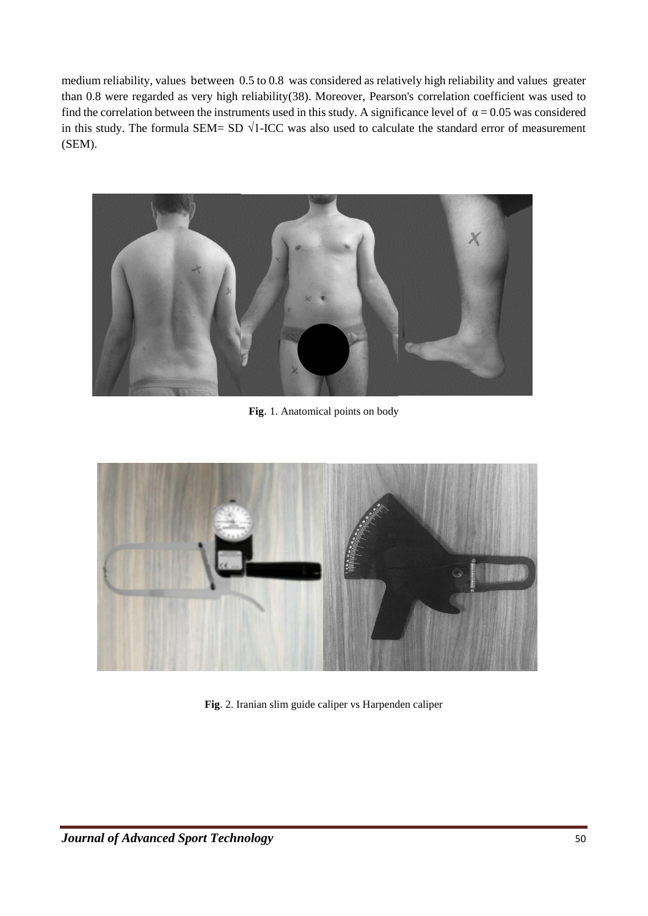medium reliability, values between 0.5 to 0.8 was considered as relatively high reliability and values greater than 0.8 were regarded as very high reliability(38). Moreover, Pearson's correlation coefficient was used to find the correlation between the instruments used in this study. A significance level of $\alpha = 0.05$ was considered in this study. The formula SEM= SD $\sqrt{1\text{-ICC}}$ was also used to calculate the standard error of measurement (SEM).

**Fig**. 1. Anatomical points on body

**Fig**. 2. Iranian slim guide caliper vs Harpenden caliper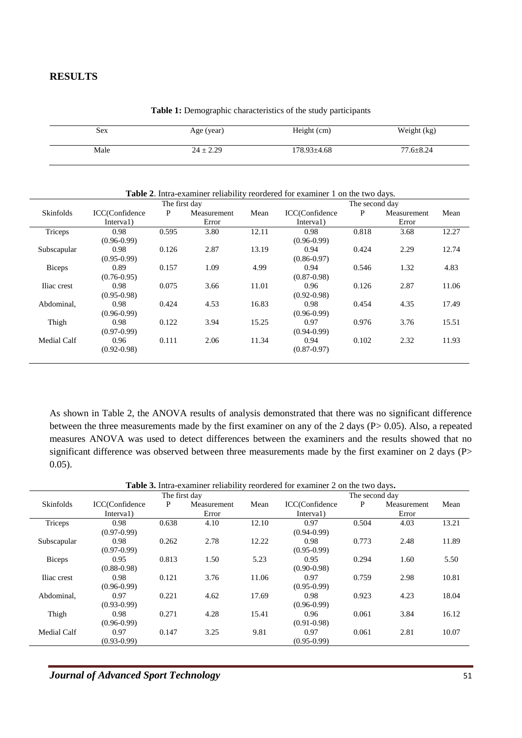## RESULTS

**Table 1:** Demographic characteristics of the study participants

| Sex | Age (year) | Height (cm) | Weight (kg) |
|---|---|---|---|
| Male | 24 ± 2.29 | 178.93±4.68 | 77.6±8.24 |

**Table 2**. Intra-examiner reliability reordered for examiner 1 on the two days.

| | The first day | | | | The second day | | | |
|---|---|---|---|---|---|---|---|---|
| Skinfolds | ICC(Confidence Interva1) | P | Measurement Error | Mean | ICC(Confidence Interva1) | P | Measurement Error | Mean |
| Triceps | 0.98 (0.96-0.99) | 0.595 | 3.80 | 12.11 | 0.98 (0.96-0.99) | 0.818 | 3.68 | 12.27 |
| Subscapular | 0.98 (0.95-0.99) | 0.126 | 2.87 | 13.19 | 0.94 (0.86-0.97) | 0.424 | 2.29 | 12.74 |
| Biceps | 0.89 (0.76-0.95) | 0.157 | 1.09 | 4.99 | 0.94 (0.87-0.98) | 0.546 | 1.32 | 4.83 |
| Iliac crest | 0.98 (0.95-0.98) | 0.075 | 3.66 | 11.01 | 0.96 (0.92-0.98) | 0.126 | 2.87 | 11.06 |
| Abdominal, | 0.98 (0.96-0.99) | 0.424 | 4.53 | 16.83 | 0.98 (0.96-0.99) | 0.454 | 4.35 | 17.49 |
| Thigh | 0.98 (0.97-0.99) | 0.122 | 3.94 | 15.25 | 0.97 (0.94-0.99) | 0.976 | 3.76 | 15.51 |
| Medial Calf | 0.96 (0.92-0.98) | 0.111 | 2.06 | 11.34 | 0.94 (0.87-0.97) | 0.102 | 2.32 | 11.93 |

As shown in Table 2, the ANOVA results of analysis demonstrated that there was no significant difference between the three measurements made by the first examiner on any of the 2 days ($P > 0.05$). Also, a repeated measures ANOVA was used to detect differences between the examiners and the results showed that no significant difference was observed between three measurements made by the first examiner on 2 days ($P > 0.05$).

**Table 3.** Intra-examiner reliability reordered for examiner 2 on the two days**.**

| | The first day | | | | The second day | | | |
|---|---|---|---|---|---|---|---|---|
| Skinfolds | ICC(Confidence Interva1) | P | Measurement Error | Mean | ICC(Confidence Interva1) | P | Measurement Error | Mean |
| Triceps | 0.98 (0.97-0.99) | 0.638 | 4.10 | 12.10 | 0.97 (0.94-0.99) | 0.504 | 4.03 | 13.21 |
| Subscapular | 0.98 (0.97-0.99) | 0.262 | 2.78 | 12.22 | 0.98 (0.95-0.99) | 0.773 | 2.48 | 11.89 |
| Biceps | 0.95 (0.88-0.98) | 0.813 | 1.50 | 5.23 | 0.95 (0.90-0.98) | 0.294 | 1.60 | 5.50 |
| Iliac crest | 0.98 (0.96-0.99) | 0.121 | 3.76 | 11.06 | 0.97 (0.95-0.99) | 0.759 | 2.98 | 10.81 |
| Abdominal, | 0.97 (0.93-0.99) | 0.221 | 4.62 | 17.69 | 0.98 (0.96-0.99) | 0.923 | 4.23 | 18.04 |
| Thigh | 0.98 (0.96-0.99) | 0.271 | 4.28 | 15.41 | 0.96 (0.91-0.98) | 0.061 | 3.84 | 16.12 |
| Medial Calf | 0.97 (0.93-0.99) | 0.147 | 3.25 | 9.81 | 0.97 (0.95-0.99) | 0.061 | 2.81 | 10.07 |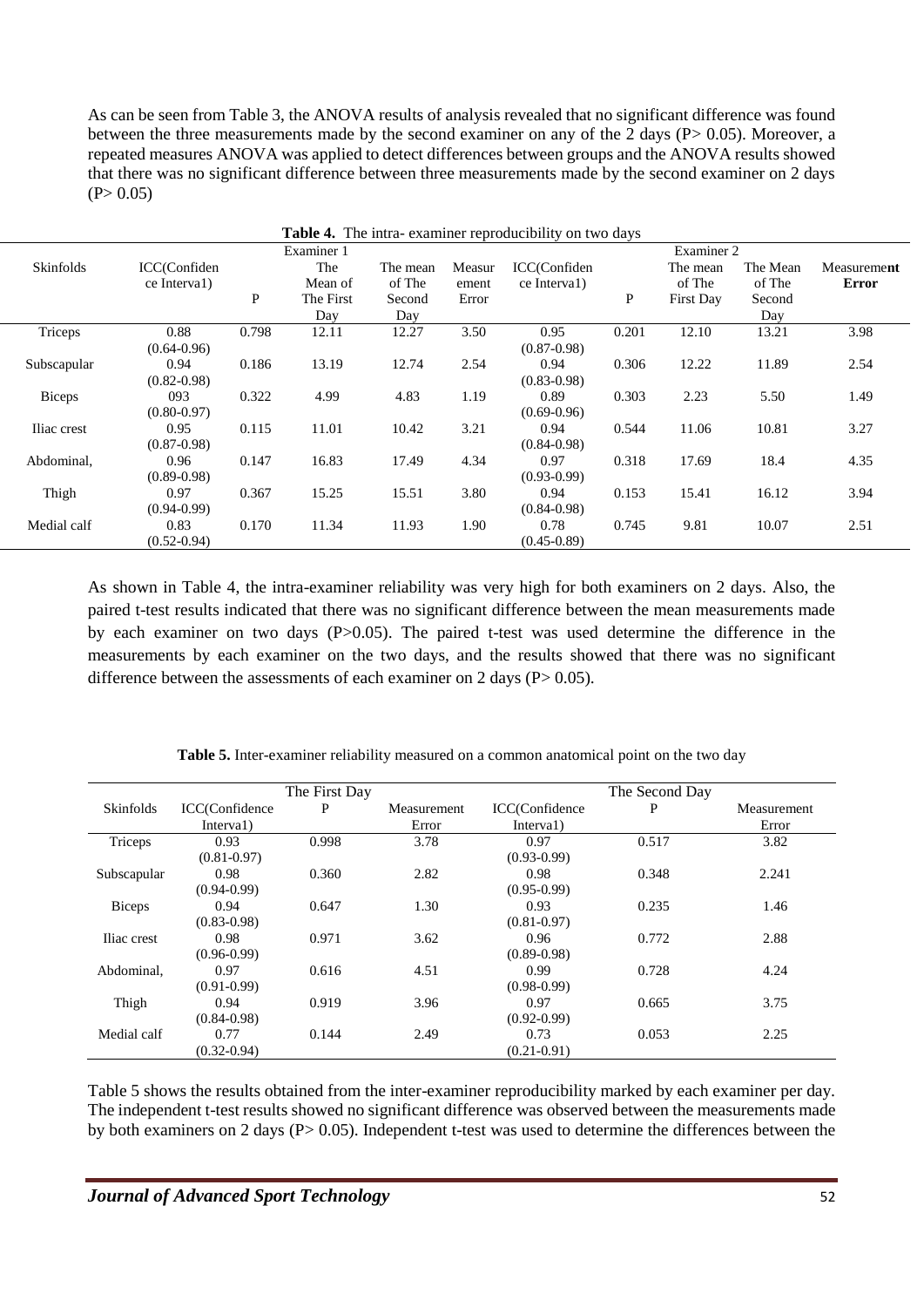As can be seen from Table 3, the ANOVA results of analysis revealed that no significant difference was found between the three measurements made by the second examiner on any of the 2 days ($P > 0.05$). Moreover, a repeated measures ANOVA was applied to detect differences between groups and the ANOVA results showed that there was no significant difference between three measurements made by the second examiner on 2 days ($P > 0.05$)

**Table 4.** The intra- examiner reproducibility on two days

| Skinfolds | Examiner 1 | | | | | Examiner 2 | | | | |
|---|---|---|---|---|---|---|---|---|---|---|
| | ICC(Confidence Interva1) | P | The Mean of The First Day | The mean of The Second Day | Measurement Error | ICC(Confidence Interva1) | P | The mean of The First Day | The Mean of The Second Day | **Measurement Error** |
| Triceps | 0.88 (0.64-0.96) | 0.798 | 12.11 | 12.27 | 3.50 | 0.95 (0.87-0.98) | 0.201 | 12.10 | 13.21 | 3.98 |
| Subscapular | 0.94 (0.82-0.98) | 0.186 | 13.19 | 12.74 | 2.54 | 0.94 (0.83-0.98) | 0.306 | 12.22 | 11.89 | 2.54 |
| Biceps | 093 (0.80-0.97) | 0.322 | 4.99 | 4.83 | 1.19 | 0.89 (0.69-0.96) | 0.303 | 2.23 | 5.50 | 1.49 |
| Iliac crest | 0.95 (0.87-0.98) | 0.115 | 11.01 | 10.42 | 3.21 | 0.94 (0.84-0.98) | 0.544 | 11.06 | 10.81 | 3.27 |
| Abdominal, | 0.96 (0.89-0.98) | 0.147 | 16.83 | 17.49 | 4.34 | 0.97 (0.93-0.99) | 0.318 | 17.69 | 18.4 | 4.35 |
| Thigh | 0.97 (0.94-0.99) | 0.367 | 15.25 | 15.51 | 3.80 | 0.94 (0.84-0.98) | 0.153 | 15.41 | 16.12 | 3.94 |
| Medial calf | 0.83 (0.52-0.94) | 0.170 | 11.34 | 11.93 | 1.90 | 0.78 (0.45-0.89) | 0.745 | 9.81 | 10.07 | 2.51 |

As shown in Table 4, the intra-examiner reliability was very high for both examiners on 2 days. Also, the paired t-test results indicated that there was no significant difference between the mean measurements made by each examiner on two days ($P>0.05$). The paired t-test was used determine the difference in the measurements by each examiner on the two days, and the results showed that there was no significant difference between the assessments of each examiner on 2 days ($P > 0.05$).

**Table 5.** Inter-examiner reliability measured on a common anatomical point on the two day

| Skinfolds | The First Day | | | The Second Day | | |
|---|---|---|---|---|---|---|
| | ICC(Confidence Interva1) | P | Measurement Error | ICC(Confidence Interva1) | P | Measurement Error |
| Triceps | 0.93 (0.81-0.97) | 0.998 | 3.78 | 0.97 (0.93-0.99) | 0.517 | 3.82 |
| Subscapular | 0.98 (0.94-0.99) | 0.360 | 2.82 | 0.98 (0.95-0.99) | 0.348 | 2.241 |
| Biceps | 0.94 (0.83-0.98) | 0.647 | 1.30 | 0.93 (0.81-0.97) | 0.235 | 1.46 |
| Iliac crest | 0.98 (0.96-0.99) | 0.971 | 3.62 | 0.96 (0.89-0.98) | 0.772 | 2.88 |
| Abdominal, | 0.97 (0.91-0.99) | 0.616 | 4.51 | 0.99 (0.98-0.99) | 0.728 | 4.24 |
| Thigh | 0.94 (0.84-0.98) | 0.919 | 3.96 | 0.97 (0.92-0.99) | 0.665 | 3.75 |
| Medial calf | 0.77 (0.32-0.94) | 0.144 | 2.49 | 0.73 (0.21-0.91) | 0.053 | 2.25 |

Table 5 shows the results obtained from the inter-examiner reproducibility marked by each examiner per day. The independent t-test results showed no significant difference was observed between the measurements made by both examiners on 2 days ($P > 0.05$). Independent t-test was used to determine the differences between the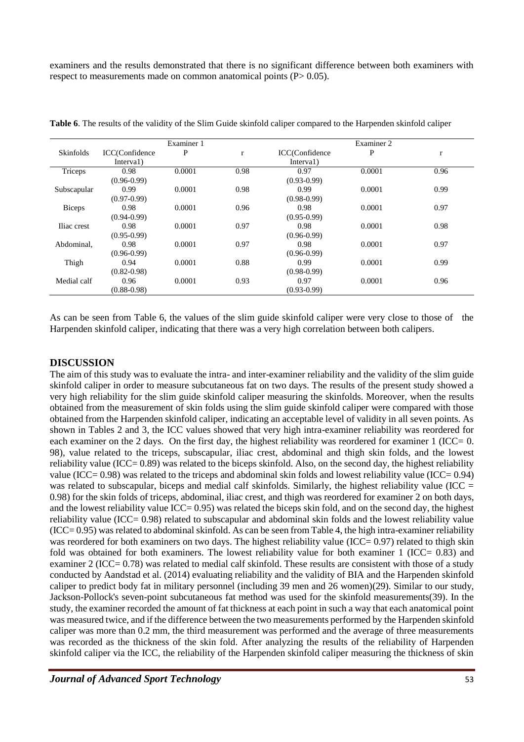examiners and the results demonstrated that there is no significant difference between both examiners with respect to measurements made on common anatomical points ($P > 0.05$).

**Table 6**. The results of the validity of the Slim Guide skinfold caliper compared to the Harpenden skinfold caliper

| | Examiner 1 | | | Examiner 2 | | |
|---|---|---|---|---|---|---|
| Skinfolds | ICC(Confidence Interva1) | P | r | ICC(Confidence Interva1) | P | r |
| Triceps | 0.98 (0.96-0.99) | 0.0001 | 0.98 | 0.97 (0.93-0.99) | 0.0001 | 0.96 |
| Subscapular | 0.99 (0.97-0.99) | 0.0001 | 0.98 | 0.99 (0.98-0.99) | 0.0001 | 0.99 |
| Biceps | 0.98 (0.94-0.99) | 0.0001 | 0.96 | 0.98 (0.95-0.99) | 0.0001 | 0.97 |
| Iliac crest | 0.98 (0.95-0.99) | 0.0001 | 0.97 | 0.98 (0.96-0.99) | 0.0001 | 0.98 |
| Abdominal, | 0.98 (0.96-0.99) | 0.0001 | 0.97 | 0.98 (0.96-0.99) | 0.0001 | 0.97 |
| Thigh | 0.94 (0.82-0.98) | 0.0001 | 0.88 | 0.99 (0.98-0.99) | 0.0001 | 0.99 |
| Medial calf | 0.96 (0.88-0.98) | 0.0001 | 0.93 | 0.97 (0.93-0.99) | 0.0001 | 0.96 |

As can be seen from Table 6, the values of the slim guide skinfold caliper were very close to those of the Harpenden skinfold caliper, indicating that there was a very high correlation between both calipers.

## DISCUSSION

The aim of this study was to evaluate the intra- and inter-examiner reliability and the validity of the slim guide skinfold caliper in order to measure subcutaneous fat on two days. The results of the present study showed a very high reliability for the slim guide skinfold caliper measuring the skinfolds. Moreover, when the results obtained from the measurement of skin folds using the slim guide skinfold caliper were compared with those obtained from the Harpenden skinfold caliper, indicating an acceptable level of validity in all seven points. As shown in Tables 2 and 3, the ICC values showed that very high intra-examiner reliability was reordered for each examiner on the 2 days. On the first day, the highest reliability was reordered for examiner 1 (ICC= 0. 98), value related to the triceps, subscapular, iliac crest, abdominal and thigh skin folds, and the lowest reliability value (ICC= 0.89) was related to the biceps skinfold. Also, on the second day, the highest reliability value (ICC= 0.98) was related to the triceps and abdominal skin folds and lowest reliability value (ICC= 0.94) was related to subscapular, biceps and medial calf skinfolds. Similarly, the highest reliability value (ICC = 0.98) for the skin folds of triceps, abdominal, iliac crest, and thigh was reordered for examiner 2 on both days, and the lowest reliability value ICC= 0.95) was related the biceps skin fold, and on the second day, the highest reliability value (ICC= 0.98) related to subscapular and abdominal skin folds and the lowest reliability value (ICC= 0.95) was related to abdominal skinfold. As can be seen from Table 4, the high intra-examiner reliability was reordered for both examiners on two days. The highest reliability value (ICC= 0.97) related to thigh skin fold was obtained for both examiners. The lowest reliability value for both examiner 1 (ICC= 0.83) and examiner 2 (ICC= 0.78) was related to medial calf skinfold. These results are consistent with those of a study conducted by Aandstad et al. (2014) evaluating reliability and the validity of BIA and the Harpenden skinfold caliper to predict body fat in military personnel (including 39 men and 26 women)(29). Similar to our study, Jackson-Pollock's seven-point subcutaneous fat method was used for the skinfold measurements(39). In the study, the examiner recorded the amount of fat thickness at each point in such a way that each anatomical point was measured twice, and if the difference between the two measurements performed by the Harpenden skinfold caliper was more than 0.2 mm, the third measurement was performed and the average of three measurements was recorded as the thickness of the skin fold. After analyzing the results of the reliability of Harpenden skinfold caliper via the ICC, the reliability of the Harpenden skinfold caliper measuring the thickness of skin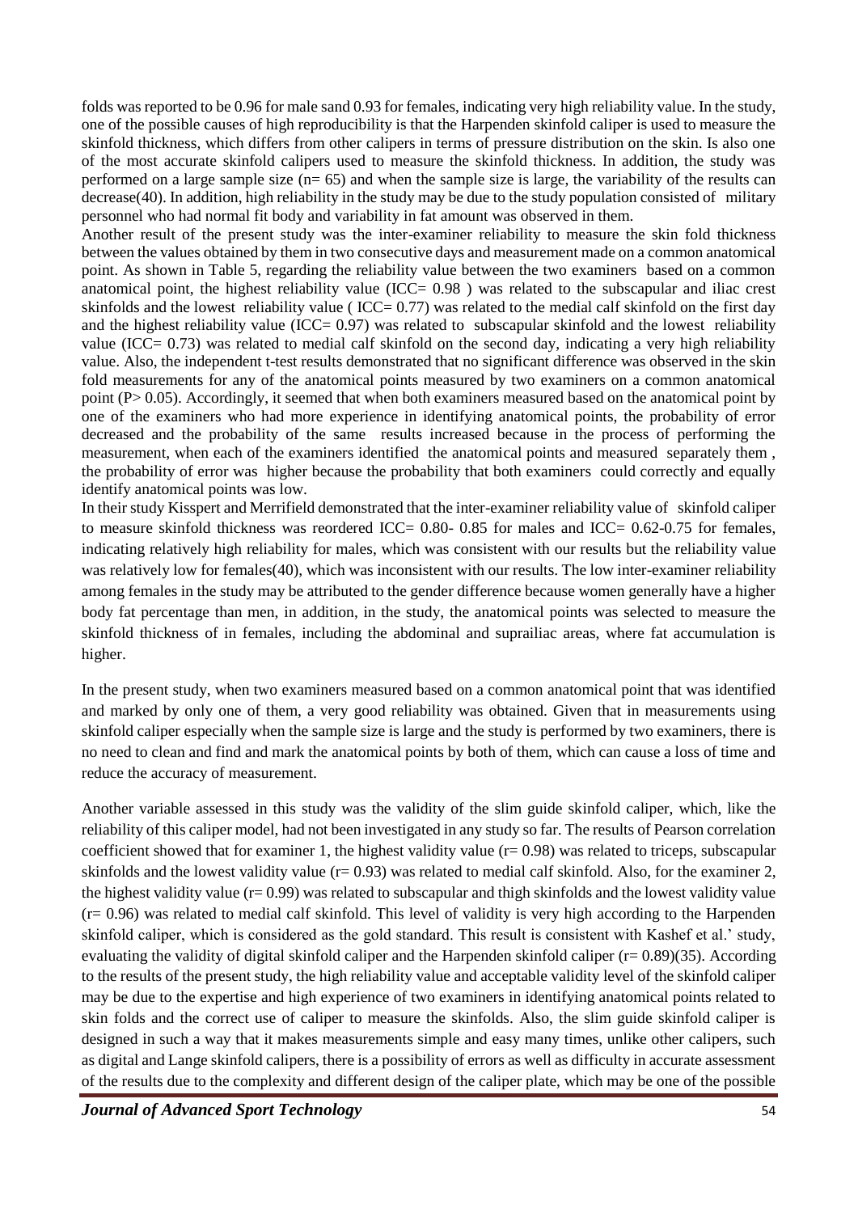folds was reported to be 0.96 for male sand 0.93 for females, indicating very high reliability value. In the study, one of the possible causes of high reproducibility is that the Harpenden skinfold caliper is used to measure the skinfold thickness, which differs from other calipers in terms of pressure distribution on the skin. Is also one of the most accurate skinfold calipers used to measure the skinfold thickness. In addition, the study was performed on a large sample size (n= 65) and when the sample size is large, the variability of the results can decrease(40). In addition, high reliability in the study may be due to the study population consisted of military personnel who had normal fit body and variability in fat amount was observed in them.

Another result of the present study was the inter-examiner reliability to measure the skin fold thickness between the values obtained by them in two consecutive days and measurement made on a common anatomical point. As shown in Table 5, regarding the reliability value between the two examiners based on a common anatomical point, the highest reliability value (ICC= 0.98 ) was related to the subscapular and iliac crest skinfolds and the lowest reliability value ( ICC= 0.77) was related to the medial calf skinfold on the first day and the highest reliability value (ICC= 0.97) was related to subscapular skinfold and the lowest reliability value (ICC= 0.73) was related to medial calf skinfold on the second day, indicating a very high reliability value. Also, the independent t-test results demonstrated that no significant difference was observed in the skin fold measurements for any of the anatomical points measured by two examiners on a common anatomical point (P> 0.05). Accordingly, it seemed that when both examiners measured based on the anatomical point by one of the examiners who had more experience in identifying anatomical points, the probability of error decreased and the probability of the same results increased because in the process of performing the measurement, when each of the examiners identified the anatomical points and measured separately them , the probability of error was higher because the probability that both examiners could correctly and equally identify anatomical points was low.

In their study Kisspert and Merrifield demonstrated that the inter-examiner reliability value of skinfold caliper to measure skinfold thickness was reordered ICC= 0.80- 0.85 for males and ICC= 0.62-0.75 for females, indicating relatively high reliability for males, which was consistent with our results but the reliability value was relatively low for females(40), which was inconsistent with our results. The low inter-examiner reliability among females in the study may be attributed to the gender difference because women generally have a higher body fat percentage than men, in addition, in the study, the anatomical points was selected to measure the skinfold thickness of in females, including the abdominal and suprailiac areas, where fat accumulation is higher.

In the present study, when two examiners measured based on a common anatomical point that was identified and marked by only one of them, a very good reliability was obtained. Given that in measurements using skinfold caliper especially when the sample size is large and the study is performed by two examiners, there is no need to clean and find and mark the anatomical points by both of them, which can cause a loss of time and reduce the accuracy of measurement.

Another variable assessed in this study was the validity of the slim guide skinfold caliper, which, like the reliability of this caliper model, had not been investigated in any study so far. The results of Pearson correlation coefficient showed that for examiner 1, the highest validity value (r= 0.98) was related to triceps, subscapular skinfolds and the lowest validity value (r= 0.93) was related to medial calf skinfold. Also, for the examiner 2, the highest validity value (r= 0.99) was related to subscapular and thigh skinfolds and the lowest validity value (r= 0.96) was related to medial calf skinfold. This level of validity is very high according to the Harpenden skinfold caliper, which is considered as the gold standard. This result is consistent with Kashef et al.' study, evaluating the validity of digital skinfold caliper and the Harpenden skinfold caliper (r= 0.89)(35). According to the results of the present study, the high reliability value and acceptable validity level of the skinfold caliper may be due to the expertise and high experience of two examiners in identifying anatomical points related to skin folds and the correct use of caliper to measure the skinfolds. Also, the slim guide skinfold caliper is designed in such a way that it makes measurements simple and easy many times, unlike other calipers, such as digital and Lange skinfold calipers, there is a possibility of errors as well as difficulty in accurate assessment of the results due to the complexity and different design of the caliper plate, which may be one of the possible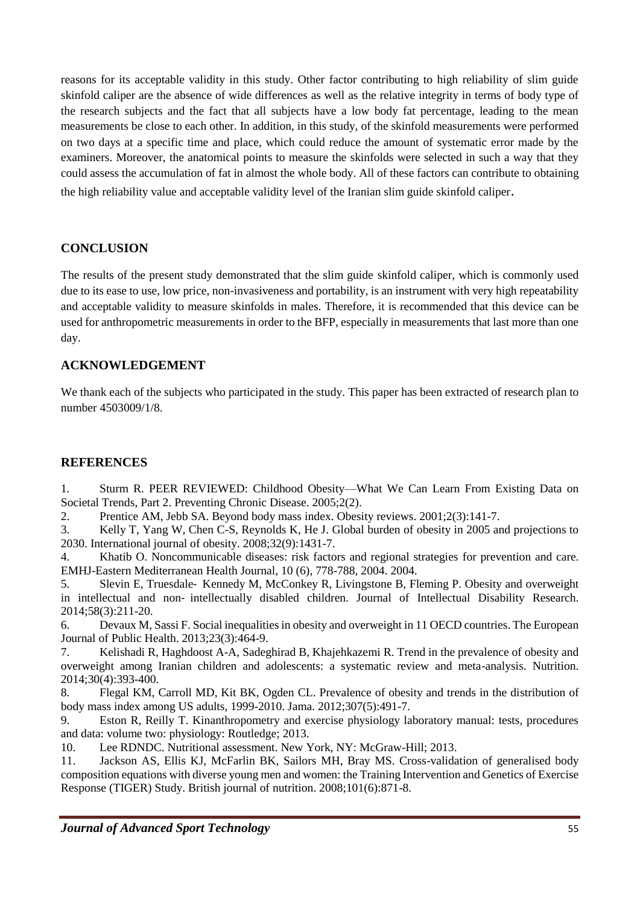reasons for its acceptable validity in this study. Other factor contributing to high reliability of slim guide skinfold caliper are the absence of wide differences as well as the relative integrity in terms of body type of the research subjects and the fact that all subjects have a low body fat percentage, leading to the mean measurements be close to each other. In addition, in this study, of the skinfold measurements were performed on two days at a specific time and place, which could reduce the amount of systematic error made by the examiners. Moreover, the anatomical points to measure the skinfolds were selected in such a way that they could assess the accumulation of fat in almost the whole body. All of these factors can contribute to obtaining the high reliability value and acceptable validity level of the Iranian slim guide skinfold caliper.

## CONCLUSION

The results of the present study demonstrated that the slim guide skinfold caliper, which is commonly used due to its ease to use, low price, non-invasiveness and portability, is an instrument with very high repeatability and acceptable validity to measure skinfolds in males. Therefore, it is recommended that this device can be used for anthropometric measurements in order to the BFP, especially in measurements that last more than one day.

## ACKNOWLEDGEMENT

We thank each of the subjects who participated in the study. This paper has been extracted of research plan to number 4503009/1/8.

## REFERENCES

1. Sturm R. PEER REVIEWED: Childhood Obesity—What We Can Learn From Existing Data on Societal Trends, Part 2. Preventing Chronic Disease. 2005;2(2).
2. Prentice AM, Jebb SA. Beyond body mass index. Obesity reviews. 2001;2(3):141-7.
3. Kelly T, Yang W, Chen C-S, Reynolds K, He J. Global burden of obesity in 2005 and projections to 2030. International journal of obesity. 2008;32(9):1431-7.
4. Khatib O. Noncommunicable diseases: risk factors and regional strategies for prevention and care. EMHJ-Eastern Mediterranean Health Journal, 10 (6), 778-788, 2004. 2004.
5. Slevin E, Truesdale‐ Kennedy M, McConkey R, Livingstone B, Fleming P. Obesity and overweight in intellectual and non‐ intellectually disabled children. Journal of Intellectual Disability Research. 2014;58(3):211-20.
6. Devaux M, Sassi F. Social inequalities in obesity and overweight in 11 OECD countries. The European Journal of Public Health. 2013;23(3):464-9.
7. Kelishadi R, Haghdoost A-A, Sadeghirad B, Khajehkazemi R. Trend in the prevalence of obesity and overweight among Iranian children and adolescents: a systematic review and meta-analysis. Nutrition. 2014;30(4):393-400.
8. Flegal KM, Carroll MD, Kit BK, Ogden CL. Prevalence of obesity and trends in the distribution of body mass index among US adults, 1999-2010. Jama. 2012;307(5):491-7.
9. Eston R, Reilly T. Kinanthropometry and exercise physiology laboratory manual: tests, procedures and data: volume two: physiology: Routledge; 2013.
10. Lee RDNDC. Nutritional assessment. New York, NY: McGraw-Hill; 2013.
11. Jackson AS, Ellis KJ, McFarlin BK, Sailors MH, Bray MS. Cross-validation of generalised body composition equations with diverse young men and women: the Training Intervention and Genetics of Exercise Response (TIGER) Study. British journal of nutrition. 2008;101(6):871-8.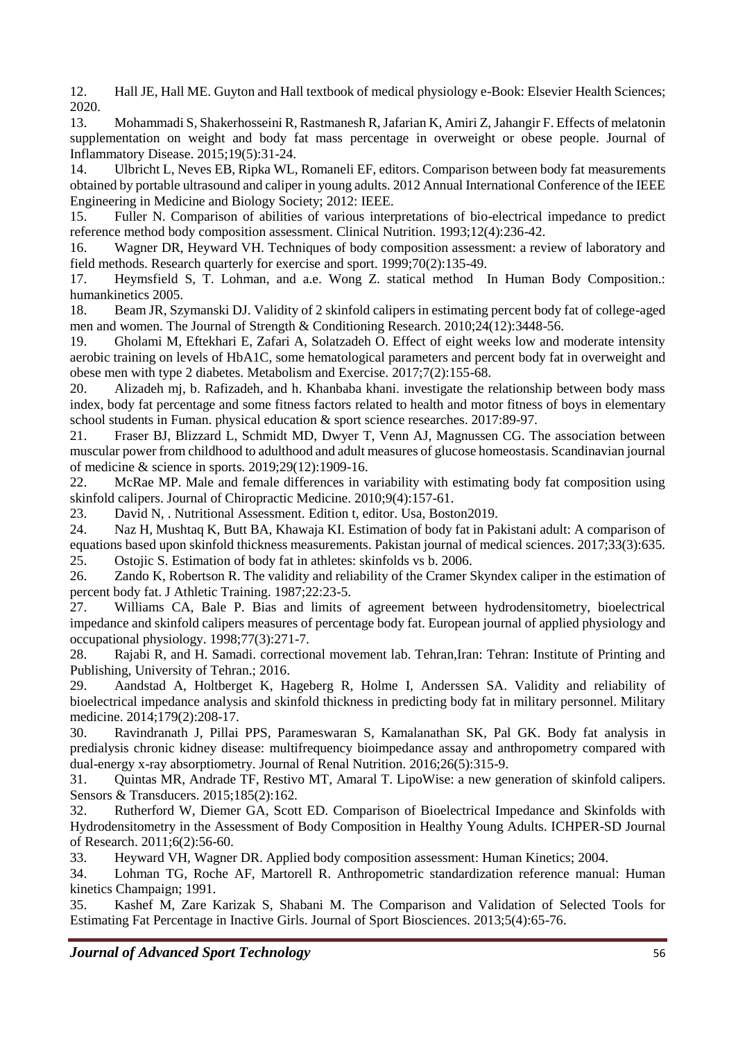12. Hall JE, Hall ME. Guyton and Hall textbook of medical physiology e-Book: Elsevier Health Sciences; 2020.
13. Mohammadi S, Shakerhosseini R, Rastmanesh R, Jafarian K, Amiri Z, Jahangir F. Effects of melatonin supplementation on weight and body fat mass percentage in overweight or obese people. Journal of Inflammatory Disease. 2015;19(5):31-24.
14. Ulbricht L, Neves EB, Ripka WL, Romaneli EF, editors. Comparison between body fat measurements obtained by portable ultrasound and caliper in young adults. 2012 Annual International Conference of the IEEE Engineering in Medicine and Biology Society; 2012: IEEE.
15. Fuller N. Comparison of abilities of various interpretations of bio-electrical impedance to predict reference method body composition assessment. Clinical Nutrition. 1993;12(4):236-42.
16. Wagner DR, Heyward VH. Techniques of body composition assessment: a review of laboratory and field methods. Research quarterly for exercise and sport. 1999;70(2):135-49.
17. Heymsfield S, T. Lohman, and a.e. Wong Z. statical method In Human Body Composition.: humankinetics 2005.
18. Beam JR, Szymanski DJ. Validity of 2 skinfold calipers in estimating percent body fat of college-aged men and women. The Journal of Strength & Conditioning Research. 2010;24(12):3448-56.
19. Gholami M, Eftekhari E, Zafari A, Solatzadeh O. Effect of eight weeks low and moderate intensity aerobic training on levels of HbA1C, some hematological parameters and percent body fat in overweight and obese men with type 2 diabetes. Metabolism and Exercise. 2017;7(2):155-68.
20. Alizadeh mj, b. Rafizadeh, and h. Khanbaba khani. investigate the relationship between body mass index, body fat percentage and some fitness factors related to health and motor fitness of boys in elementary school students in Fuman. physical education & sport science researches. 2017:89-97.
21. Fraser BJ, Blizzard L, Schmidt MD, Dwyer T, Venn AJ, Magnussen CG. The association between muscular power from childhood to adulthood and adult measures of glucose homeostasis. Scandinavian journal of medicine & science in sports. 2019;29(12):1909-16.
22. McRae MP. Male and female differences in variability with estimating body fat composition using skinfold calipers. Journal of Chiropractic Medicine. 2010;9(4):157-61.
23. David N, . Nutritional Assessment. Edition t, editor. Usa, Boston2019.
24. Naz H, Mushtaq K, Butt BA, Khawaja KI. Estimation of body fat in Pakistani adult: A comparison of equations based upon skinfold thickness measurements. Pakistan journal of medical sciences. 2017;33(3):635.
25. Ostojic S. Estimation of body fat in athletes: skinfolds vs b. 2006.
26. Zando K, Robertson R. The validity and reliability of the Cramer Skyndex caliper in the estimation of percent body fat. J Athletic Training. 1987;22:23-5.
27. Williams CA, Bale P. Bias and limits of agreement between hydrodensitometry, bioelectrical impedance and skinfold calipers measures of percentage body fat. European journal of applied physiology and occupational physiology. 1998;77(3):271-7.
28. Rajabi R, and H. Samadi. correctional movement lab. Tehran,Iran: Tehran: Institute of Printing and Publishing, University of Tehran.; 2016.
29. Aandstad A, Holtberget K, Hageberg R, Holme I, Anderssen SA. Validity and reliability of bioelectrical impedance analysis and skinfold thickness in predicting body fat in military personnel. Military medicine. 2014;179(2):208-17.
30. Ravindranath J, Pillai PPS, Parameswaran S, Kamalanathan SK, Pal GK. Body fat analysis in predialysis chronic kidney disease: multifrequency bioimpedance assay and anthropometry compared with dual-energy x-ray absorptiometry. Journal of Renal Nutrition. 2016;26(5):315-9.
31. Quintas MR, Andrade TF, Restivo MT, Amaral T. LipoWise: a new generation of skinfold calipers. Sensors & Transducers. 2015;185(2):162.
32. Rutherford W, Diemer GA, Scott ED. Comparison of Bioelectrical Impedance and Skinfolds with Hydrodensitometry in the Assessment of Body Composition in Healthy Young Adults. ICHPER-SD Journal of Research. 2011;6(2):56-60.
33. Heyward VH, Wagner DR. Applied body composition assessment: Human Kinetics; 2004.
34. Lohman TG, Roche AF, Martorell R. Anthropometric standardization reference manual: Human kinetics Champaign; 1991.
35. Kashef M, Zare Karizak S, Shabani M. The Comparison and Validation of Selected Tools for Estimating Fat Percentage in Inactive Girls. Journal of Sport Biosciences. 2013;5(4):65-76.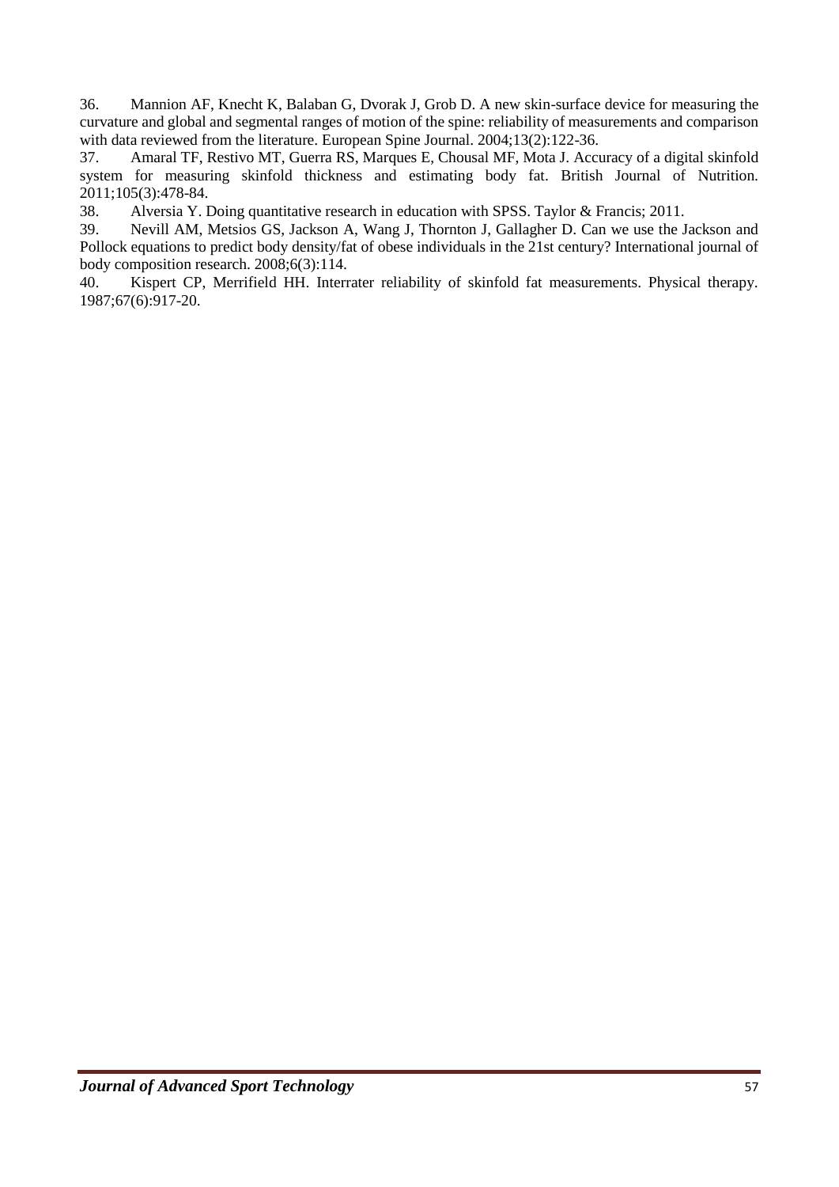36. Mannion AF, Knecht K, Balaban G, Dvorak J, Grob D. A new skin-surface device for measuring the curvature and global and segmental ranges of motion of the spine: reliability of measurements and comparison with data reviewed from the literature. European Spine Journal. 2004;13(2):122-36.

37. Amaral TF, Restivo MT, Guerra RS, Marques E, Chousal MF, Mota J. Accuracy of a digital skinfold system for measuring skinfold thickness and estimating body fat. British Journal of Nutrition. 2011;105(3):478-84.

38. Alversia Y. Doing quantitative research in education with SPSS. Taylor & Francis; 2011.

39. Nevill AM, Metsios GS, Jackson A, Wang J, Thornton J, Gallagher D. Can we use the Jackson and Pollock equations to predict body density/fat of obese individuals in the 21st century? International journal of body composition research. 2008;6(3):114.

40. Kispert CP, Merrifield HH. Interrater reliability of skinfold fat measurements. Physical therapy. 1987;67(6):917-20.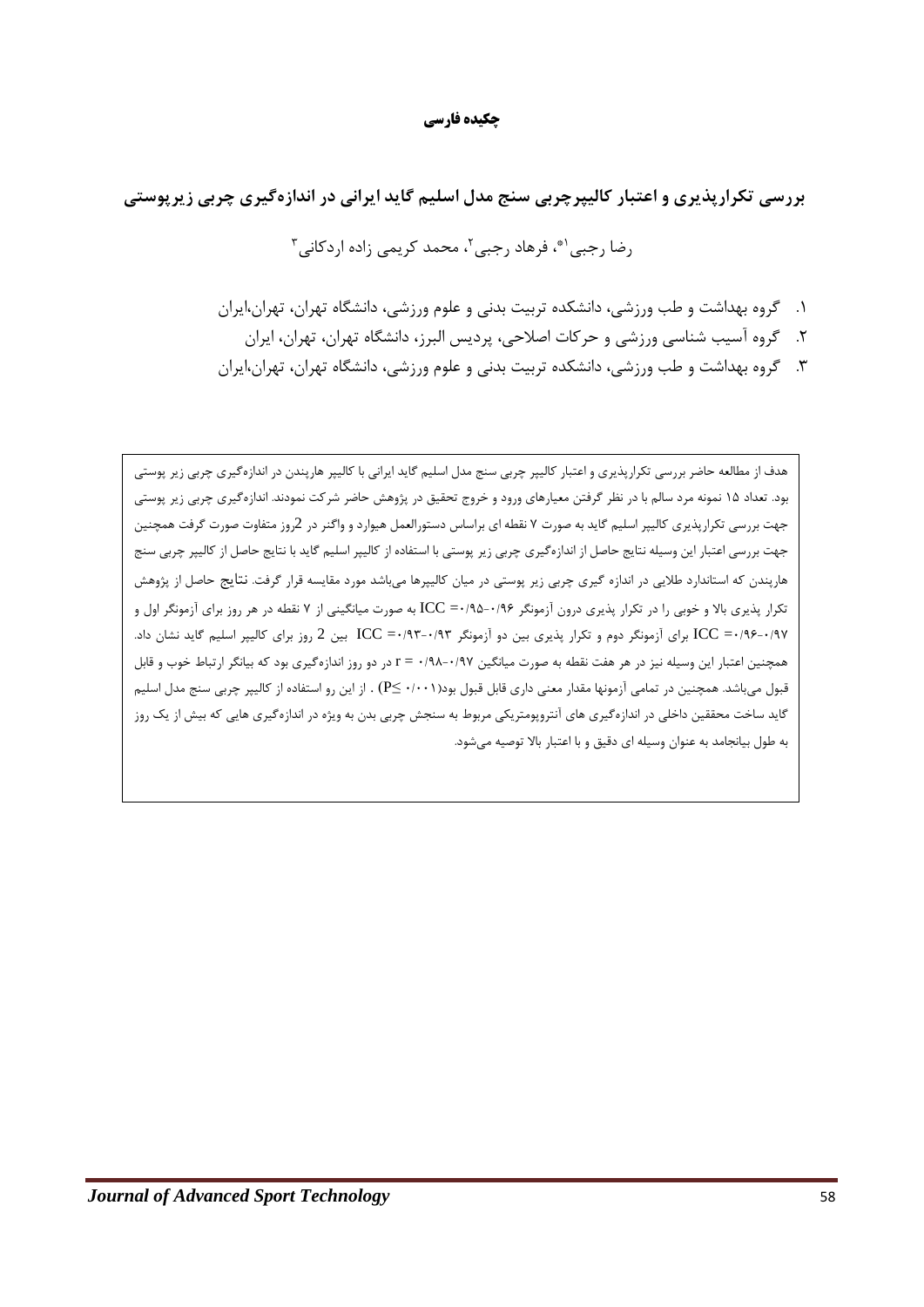## چکیده فارسی

# بررسی تکرارپذیری و اعتبار کالیپرچربی سنج مدل اسلیم گاید ایرانی در اندازه‌گیری چربی زیرپوستی

رضا رجبی[۱*]، فرهاد رجبی[۲]، محمد کریمی زاده اردکانی[۳]

۱. گروه بهداشت و طب ورزشی، دانشکده تربیت بدنی و علوم ورزشی، دانشگاه تهران، تهران،ایران
۲. گروه آسیب شناسی ورزشی و حرکات اصلاحی، پردیس البرز، دانشگاه تهران، تهران، ایران
۳. گروه بهداشت و طب ورزشی، دانشکده تربیت بدنی و علوم ورزشی، دانشگاه تهران، تهران،ایران

هدف از مطالعه حاضر بررسی تکرارپذیری و اعتبار کالیپر چربی سنج مدل اسلیم گاید ایرانی با کالیپر هارپندن در اندازه‌گیری چربی زیر پوستی بود. تعداد ۱۵ نمونه مرد سالم با در نظر گرفتن معیارهای ورود و خروج تحقیق در پژوهش حاضر شرکت نمودند. اندازه‌گیری چربی زیر پوستی جهت بررسی تکرارپذیری کالیپر اسلیم گاید به صورت ۷ نقطه ای براساس دستورالعمل هیوارد و واگنر در 2روز متفاوت صورت گرفت همچنین جهت بررسی اعتبار این وسیله نتایج حاصل از اندازه‌گیری چربی زیر پوستی با استفاده از کالیپر اسلیم گاید با نتایج حاصل از کالیپر چربی سنج هارپندن که استاندارد طلایی در اندازه گیری چربی زیر پوستی در میان کالیپرها می‌باشد مورد مقایسه قرار گرفت. نتایج حاصل از پژوهش تکرار پذیری بالا و خوبی را در تکرار پذیری درون آزمونگر ۰/۹۶-۰/۹۵= ICC به صورت میانگینی از ۷ نقطه در هر روز برای آزمونگر اول و ۰/۹۷-۰/۹۶= ICC برای آزمونگر دوم و تکرار پذیری بین دو آزمونگر ۰/۹۳-۰/۹۳= ICC بین 2 روز برای کالیپر اسلیم گاید نشان داد. همچنین اعتبار این وسیله نیز در هر هفت نقطه به صورت میانگین ۰/۹۸-۰/۹۷ = r در دو روز اندازه‌گیری بود که بیانگر ارتباط خوب و قابل قبول می‌باشد. همچنین در تمامی آزمونها مقدار معنی داری قابل قبول بود($P \leq ۰/۰۰۱$) . از این رو استفاده از کالیپر چربی سنج مدل اسلیم گاید ساخت محققین داخلی در اندازه‌گیری های آنتروپومتریکی مربوط به سنجش چربی بدن به ویژه در اندازه‌گیری هایی که بیش از یک روز به طول بیانجامد به عنوان وسیله ای دقیق و با اعتبار بالا توصیه می‌شود.